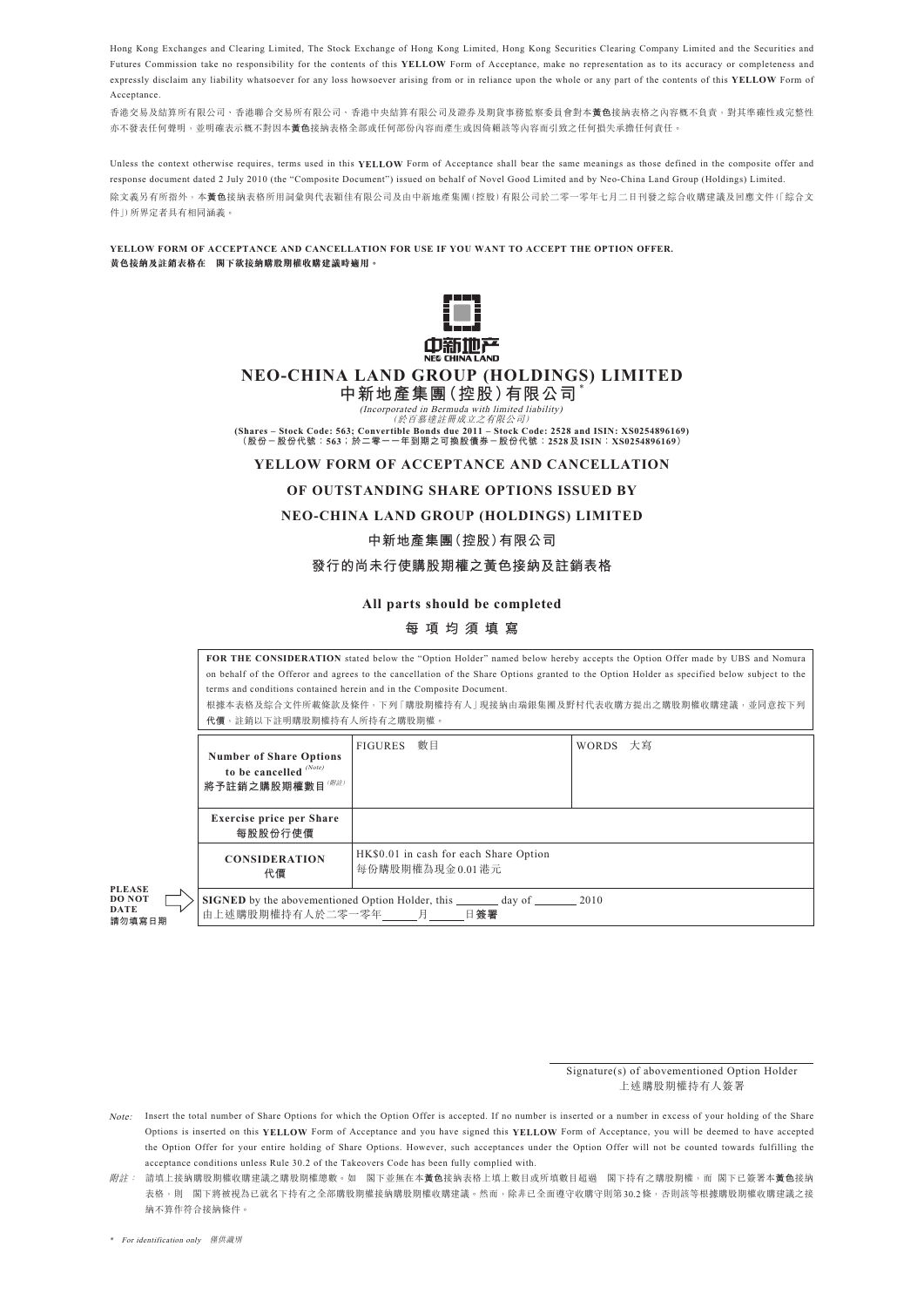Hong Kong Exchanges and Clearing Limited, The Stock Exchange of Hong Kong Limited, Hong Kong Securities Clearing Company Limited and the Securities and Futures Commission take no responsibility for the contents of this **YELLOW** Form of Acceptance, make no representation as to its accuracy or completeness and expressly disclaim any liability whatsoever for any loss howsoever arising from or in reliance upon the whole or any part of the contents of this **YELLOW** Form of Acceptance.

香港交易及結算所有限公司、香港聯合交易所有限公司、香港中央結算有限公司及證券及期貨事務監察委員會對本**黃色**接納表格之內容概不負責，對其準確性或完整性亦不發表任何聲明，並明確表示概不對因本**黃色**接納表格全部或任何部份內容而產生或因倚賴該等內容而引致之任何損失承擔任何責任。

Unless the context otherwise requires, terms used in this **YELLOW** Form of Acceptance shall bear the same meanings as those defined in the composite offer and response document dated 2 July 2010 (the "Composite Document") issued on behalf of Novel Good Limited and by Neo-China Land Group (Holdings) Limited.

除文義另有所指外，本**黃色**接納表格所用詞彙與代表穎佳有限公司及由中新地產集團(控股)有限公司於二零一零年七月二日刊發之綜合收購建議及回應文件(「綜合文件」)所界定者具有相同涵義。

**YELLOW FORM OF ACCEPTANCE AND CANCELLATION FOR USE IF YOU WANT TO ACCEPT THE OPTION OFFER.**
**黃色接納及註銷表格在 閣下欲接納購股期權收購建議時適用。**

# NEO-CHINA LAND GROUP (HOLDINGS) LIMITED
# 中新地產集團(控股)有限公司*

*(Incorporated in Bermuda with limited liability)*
*(於百慕達註冊成立之有限公司)*

**(Shares – Stock Code: 563; Convertible Bonds due 2011 – Stock Code: 2528 and ISIN: XS0254896169)**
**(股份－股份代號：563；於二零一一年到期之可換股債券－股份代號：2528及ISIN：XS0254896169)**

## YELLOW FORM OF ACCEPTANCE AND CANCELLATION OF OUTSTANDING SHARE OPTIONS ISSUED BY NEO-CHINA LAND GROUP (HOLDINGS) LIMITED

## 中新地產集團(控股)有限公司 發行的尚未行使購股期權之黃色接納及註銷表格

**All parts should be completed**

**每 項 均 須 填 寫**

**FOR THE CONSIDERATION** stated below the "Option Holder" named below hereby accepts the Option Offer made by UBS and Nomura on behalf of the Offeror and agrees to the cancellation of the Share Options granted to the Option Holder as specified below subject to the terms and conditions contained herein and in the Composite Document.

根據本表格及綜合文件所載條款及條件，下列「購股期權持有人」現接納由瑞銀集團及野村代表收購方提出之購股期權收購建議，並同意按下列**代價**，註銷以下註明購股期權持有人所持有之購股期權。

| | | |
|---|---|---|
| **Number of Share Options to be cancelled** (Note) **將予註銷之購股期權數目**(附註) | FIGURES 數目 | WORDS 大寫 |
| **Exercise price per Share 每股股份行使價** | | |
| **CONSIDERATION 代價** | HK$0.01 in cash for each Share Option 每份購股期權為現金0.01港元 | |

**PLEASE DO NOT DATE 請勿填寫日期**

**SIGNED** by the abovementioned Option Holder, this _______ day of _______ 2010
由上述購股期權持有人於二零一零年______月______日**簽署**

Signature(s) of abovementioned Option Holder
上述購股期權持有人簽署

*Note:* Insert the total number of Share Options for which the Option Offer is accepted. If no number is inserted or a number in excess of your holding of the Share Options is inserted on this **YELLOW** Form of Acceptance and you have signed this **YELLOW** Form of Acceptance, you will be deemed to have accepted the Option Offer for your entire holding of Share Options. However, such acceptances under the Option Offer will not be counted towards fulfilling the acceptance conditions unless Rule 30.2 of the Takeovers Code has been fully complied with.

*附註：* 請填上接納購股期權收購建議之購股期權總數。如 閣下並無在本**黃色**接納表格上填上數目或所填數目超過 閣下持有之購股期權，而 閣下已簽署本**黃色**接納表格，則 閣下將被視為已就名下持有之全部購股期權接納購股期權收購建議。然而，除非已全面遵守收購守則第30.2條，否則該等根據購股期權收購建議之接納不算作符合接納條件。

\* *For identification only* *僅供識別*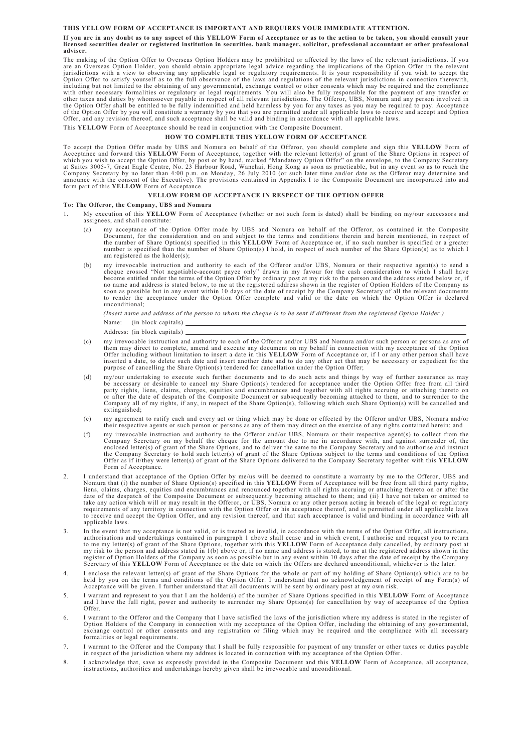**THIS YELLOW FORM OF ACCEPTANCE IS IMPORTANT AND REQUIRES YOUR IMMEDIATE ATTENTION.**

**If you are in any doubt as to any aspect of this YELLOW Form of Acceptance or as to the action to be taken, you should consult your licensed securities dealer or registered institution in securities, bank manager, solicitor, professional accountant or other professional adviser.**

The making of the Option Offer to Overseas Option Holders may be prohibited or affected by the laws of the relevant jurisdictions. If you are an Overseas Option Holder, you should obtain appropriate legal advice regarding the implications of the Option Offer in the relevant jurisdictions with a view to observing any applicable legal or regulatory requirements. It is your responsibility if you wish to accept the Option Offer to satisfy yourself as to the full observance of the laws and regulations of the relevant jurisdictions in connection therewith, including but not limited to the obtaining of any governmental, exchange control or other consents which may be required and the compliance with other necessary formalities or regulatory or legal requirements. You will also be fully responsible for the payment of any transfer or other taxes and duties by whomsoever payable in respect of all relevant jurisdictions. The Offeror, UBS, Nomura and any person involved in the Option Offer shall be entitled to be fully indemnified and held harmless by you for any taxes as you may be required to pay. Acceptance of the Option Offer by you will constitute a warranty by you that you are permitted under all applicable laws to receive and accept and Option Offer, and any revision thereof, and such acceptance shall be valid and binding in accordance with all applicable laws.

This **YELLOW** Form of Acceptance should be read in conjunction with the Composite Document.

## HOW TO COMPLETE THIS YELLOW FORM OF ACCEPTANCE

To accept the Option Offer made by UBS and Nomura on behalf of the Offeror, you should complete and sign this **YELLOW** Form of Acceptance and forward this **YELLOW** Form of Acceptance, together with the relevant letter(s) of grant of the Share Options in respect of which you wish to accept the Option Offer, by post or by hand, marked "Mandatory Option Offer" on the envelope, to the Company Secretary at Suites 3005-7, Great Eagle Centre, No. 23 Harbour Road, Wanchai, Hong Kong as soon as practicable, but in any event so as to reach the Company Secretary by no later than 4:00 p.m. on Monday, 26 July 2010 (or such later time and/or date as the Offeror may determine and announce with the consent of the Executive). The provisions contained in Appendix I to the Composite Document are incorporated into and form part of this **YELLOW** Form of Acceptance.

## YELLOW FORM OF ACCEPTANCE IN RESPECT OF THE OPTION OFFER

**To: The Offeror, the Company, UBS and Nomura**

1. My execution of this **YELLOW** Form of Acceptance (whether or not such form is dated) shall be binding on my/our successors and assignees, and shall constitute:
   (a) my acceptance of the Option Offer made by UBS and Nomura on behalf of the Offeror, as contained in the Composite Document, for the consideration and on and subject to the terms and conditions therein and herein mentioned, in respect of the number of Share Option(s) specified in this **YELLOW** Form of Acceptance or, if no such number is specified or a greater number is specified than the number of Share Option(s) I hold, in respect of such number of the Share Option(s) as to which I am registered as the holder(s);
   (b) my irrevocable instruction and authority to each of the Offeror and/or UBS, Nomura or their respective agent(s) to send a cheque crossed "Not negotiable-account payee only" drawn in my favour for the cash consideration to which I shall have become entitled under the terms of the Option Offer by ordinary post at my risk to the person and the address stated below or, if no name and address is stated below, to me at the registered address shown in the register of Option Holders of the Company as soon as possible but in any event within 10 days of the date of receipt by the Company Secretary of all the relevant documents to render the acceptance under the Option Offer complete and valid or the date on which the Option Offer is declared unconditional;

      *(Insert name and address of the person to whom the cheque is to be sent if different from the registered Option Holder.)*

      Name: (in block capitals) ______________________________

      Address: (in block capitals) ______________________________
   (c) my irrevocable instruction and authority to each of the Offeror and/or UBS and Nomura and/or such person or persons as any of them may direct to complete, amend and execute any document on my behalf in connection with my acceptance of the Option Offer including without limitation to insert a date in this **YELLOW** Form of Acceptance or, if I or any other person shall have inserted a date, to delete such date and insert another date and to do any other act that may be necessary or expedient for the purpose of cancelling the Share Option(s) tendered for cancellation under the Option Offer;
   (d) my/our undertaking to execute such further documents and to do such acts and things by way of further assurance as may be necessary or desirable to cancel my Share Option(s) tendered for acceptance under the Option Offer free from all third party rights, liens, claims, charges, equities and encumbrances and together with all rights accruing or attaching thereto on or after the date of despatch of the Composite Document or subsequently becoming attached to them, and to surrender to the Company all of my rights, if any, in respect of the Share Option(s), following which such Share Option(s) will be cancelled and extinguished;
   (e) my agreement to ratify each and every act or thing which may be done or effected by the Offeror and/or UBS, Nomura and/or their respective agents or such person or persons as any of them may direct on the exercise of any rights contained herein; and
   (f) my irrevocable instruction and authority to the Offeror and/or UBS, Nomura or their respective agent(s) to collect from the Company Secretary on my behalf the cheque for the amount due to me in accordance with, and against surrender of, the enclosed letter(s) of grant of the Share Options, and to deliver the same to the Company Secretary and to authorise and instruct the Company Secretary to hold such letter(s) of grant of the Share Options subject to the terms and conditions of the Option Offer as if it/they were letter(s) of grant of the Share Options delivered to the Company Secretary together with this **YELLOW** Form of Acceptance.
2. I understand that acceptance of the Option Offer by me/us will be deemed to constitute a warranty by me to the Offeror, UBS and Nomura that (i) the number of Share Option(s) specified in this **YELLOW** Form of Acceptance will be free from all third party rights, liens, claims, charges, equities and encumbrances and renounced together with all rights accruing or attaching thereto on or after the date of the despatch of the Composite Document or subsequently becoming attached to them; and (ii) I have not taken or omitted to take any action which will or may result in the Offeror, or UBS, Nomura or any other person acting in breach of the legal or regulatory requirements of any territory in connection with the Option Offer or his acceptance thereof, and is permitted under all applicable laws to receive and accept the Option Offer, and any revision thereof, and that such acceptance is valid and binding in accordance with all applicable laws.
3. In the event that my acceptance is not valid, or is treated as invalid, in accordance with the terms of the Option Offer, all instructions, authorisations and undertakings contained in paragraph 1 above shall cease and in which event, I authorise and request you to return to me my letter(s) of grant of the Share Options, together with this **YELLOW** Form of Acceptance duly cancelled, by ordinary post at my risk to the person and address stated in 1(b) above or, if no name and address is stated, to me at the registered address shown in the register of Option Holders of the Company as soon as possible but in any event within 10 days after the date of receipt by the Company Secretary of this **YELLOW** Form of Acceptance or the date on which the Offers are declared unconditional, whichever is the later.
4. I enclose the relevant letter(s) of grant of the Share Options for the whole or part of my holding of Share Option(s) which are to be held by you on the terms and conditions of the Option Offer. I understand that no acknowledgement of receipt of any Form(s) of Acceptance will be given. I further understand that all documents will be sent by ordinary post at my own risk.
5. I warrant and represent to you that I am the holder(s) of the number of Share Options specified in this **YELLOW** Form of Acceptance and I have the full right, power and authority to surrender my Share Option(s) for cancellation by way of acceptance of the Option Offer.
6. I warrant to the Offeror and the Company that I have satisfied the laws of the jurisdiction where my address is stated in the register of Option Holders of the Company in connection with my acceptance of the Option Offer, including the obtaining of any governmental, exchange control or other consents and any registration or filing which may be required and the compliance with all necessary formalities or legal requirements.
7. I warrant to the Offeror and the Company that I shall be fully responsible for payment of any transfer or other taxes or duties payable in respect of the jurisdiction where my address is located in connection with my acceptance of the Option Offer.
8. I acknowledge that, save as expressly provided in the Composite Document and this **YELLOW** Form of Acceptance, all acceptance, instructions, authorities and undertakings hereby given shall be irrevocable and unconditional.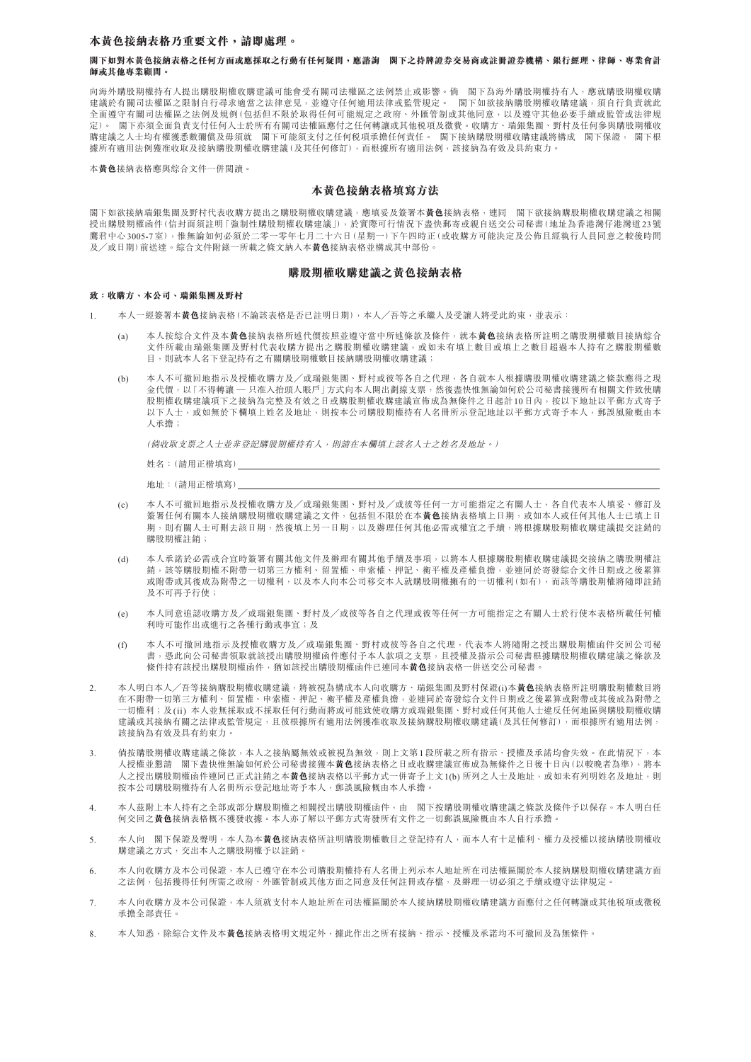**本黃色接納表格乃重要文件，請即處理。**

**閣下如對本黃色接納表格之任何方面或應採取之行動有任何疑問，應諮詢　閣下之持牌證券交易商或註冊證券機構、銀行經理、律師、專業會計師或其他專業顧問。**

向海外購股期權持有人提出購股期權收購建議可能會受有關司法權區之法例禁止或影響。倘　閣下為海外購股期權持有人，應就購股期權收購建議有關司法權區之限制自行尋求適當之法律意見，並遵守任何適用法律或監管規定。　閣下如欲接納購股期權收購建議，須自行負責就此全面遵守有關司法權區之法例及規例(包括但不限於取得任何可能規定之政府、外匯管制或其他同意，以及遵守其他必要手續或監管或法律規定)。　閣下亦須全面負責支付任何人士於所有有關司法權區應付之任何轉讓或其他稅項及徵費。收購方、瑞銀集團、野村及任何參與購股期權收購建議之人士均有權悉數彌償及毋須就　閣下可能須支付之任何稅項承擔任何責任。　閣下接納購股期權收購建議將構成　閣下保證，　閣下根據所有適用法例獲准收取及接納購股期權收購建議(及其任何修訂)，而根據所有適用法例，該接納為有效及具約束力。

本**黃色**接納表格應與綜合文件一併閱讀。

## 本黃色接納表格填寫方法

閣下如欲接納瑞銀集團及野村代表收購方提出之購股期權收購建議，應填妥及簽署本**黃色**接納表格，連同　閣下欲接納購股期權收購建議之相關授出購股期權函件(信封面須註明「強制性購股期權收購建議」)，於實際可行情況下盡快郵寄或親自送交公司秘書(地址為香港灣仔港灣道23號鷹君中心3005-7室)，惟無論如何必須於二零一零年七月二十六日(星期一)下午四時正(或收購方可能決定及公佈且經執行人員同意之較後時間及／或日期)前送達。綜合文件附錄一所載之條文納入本**黃色**接納表格並構成其中部份。

## 購股期權收購建議之黃色接納表格

**致：收購方、本公司、瑞銀集團及野村**

1. 本人一經簽署本**黃色**接納表格(不論該表格是否已註明日期)，本人／吾等之承繼人及受讓人將受此約束，並表示：

   (a) 本人按綜合文件及本**黃色**接納表格所述代價按照並遵守當中所述條款及條件，就本**黃色**接納表格所註明之購股期權數目接納綜合文件所載由瑞銀集團及野村代表收購方提出之購股期權收購建議，或如未有填上數目或填上之數目超過本人持有之購股期權數目，則就本人名下登記持有之有關購股期權數目接納購股期權收購建議；

   (b) 本人不可撤回地指示及授權收購方及／或瑞銀集團、野村或彼等各自之代理，各自就本人根據購股期權收購建議之條款應得之現金代價，以「不得轉讓 — 只准入抬頭人賬戶」方式向本人開出劃線支票，然後盡快惟無論如何於公司秘書接獲所有相關文件致使購股期權收購建議項下之接納為完整及有效之日或購股期權收購建議宣佈成為無條件之日起計10日內，按以下地址以平郵方式寄予以下人士，或如無於下欄填上姓名及地址，則按本公司購股期權持有人名冊所示登記地址以平郵方式寄予本人，郵誤風險概由本人承擔；

   *(倘收取支票之人士並非登記購股期權持有人，則請在本欄填上該名人士之姓名及地址。)*

   姓名：(請用正楷填寫) ______________________________

   地址：(請用正楷填寫) ______________________________

   (c) 本人不可撤回地指示及授權收購方及／或瑞銀集團、野村及／或彼等任何一方可能指定之有關人士，各自代表本人填妥、修訂及簽署任何有關本人接納購股期權收購建議之文件，包括但不限於在本**黃色**接納表格填上日期，或如本人或任何其他人士已填上日期，則有關人士可刪去該日期，然後填上另一日期，以及辦理任何其他必需或權宜之手續，將根據購股期權收購建議提交註銷的購股期權註銷；

   (d) 本人承諾於必需或合宜時簽署有關其他文件及辦理有關其他手續及事項，以將本人根據購股期權收購建議提交接納之購股期權註銷，該等購股期權不附帶一切第三方權利、留置權、申索權、押記、衡平權及產權負擔，並連同於寄發綜合文件日期或之後累算或附帶或其後成為附帶之一切權利，以及本人向本公司移交本人就購股期權擁有的一切權利(如有)，而該等購股期權將隨即註銷及不可再予行使；

   (e) 本人同意追認收購方及／或瑞銀集團、野村及／或彼等各自之代理或彼等任何一方可能指定之有關人士於行使本表格所載任何權利時可能作出或進行之各種行動或事宜；及

   (f) 本人不可撤回地指示及授權收購方及／或瑞銀集團、野村或彼等各自之代理，代表本人將隨附之授出購股期權函件交回公司秘書，憑此向公司秘書領取就該授出購股期權函件應付予本人款項之支票，且授權及指示公司秘書根據購股期權收購建議之條款及條件持有該授出購股期權函件，猶如該授出購股期權函件已連同本**黃色**接納表格一併送交公司秘書。

2. 本人明白本人／吾等接納購股期權收購建議，將被視為構成本人向收購方、瑞銀集團及野村保證(i)本**黃色**接納表格所註明購股期權數目將在不附帶一切第三方權利、留置權、申索權、押記、衡平權及產權負擔，並連同於寄發綜合文件日期或之後累算或附帶或其後成為附帶之一切權利；及(ii)本人並無採取或不採取任何行動而將或可能致使收購方或瑞銀集團、野村或任何其他人士違反任何地區與購股期權收購建議或其接納有關之法律或監管規定，且彼根據所有適用法例獲准收取及接納購股期權收購建議(及其任何修訂)，而根據所有適用法例，該接納為有效及具有約束力。

3. 倘按購股期權收購建議之條款，本人之接納屬無效或被視為無效，則上文第1段所載之所有指示、授權及承諾均會失效。在此情況下，本人授權並懇請　閣下盡快惟無論如何於公司秘書接獲本**黃色**接納表格之日或收購建議宣佈成為無條件之日後十日內(以較晚者為準)，將本人之授出購股期權函件連同已正式註銷之本**黃色**接納表格以平郵方式一併寄予上文1(b)所列之人士及地址，或如未有列明姓名及地址，則按本公司購股期權持有人名冊所示登記地址寄予本人，郵誤風險概由本人承擔。

4. 本人茲附上本人持有之全部或部分購股期權之相關授出購股期權函件，由　閣下按購股期權收購建議之條款及條件予以保存。本人明白任何交回之**黃色**接納表格概不獲發收據。本人亦了解以平郵方式寄發所有文件之一切郵誤風險概由本人自行承擔。

5. 本人向　閣下保證及聲明，本人為本**黃色**接納表格所註明購股期權數目之登記持有人，而本人有十足權利、權力及授權以接納購股期權收購建議之方式，交出本人之購股期權予以註銷。

6. 本人向收購方及本公司保證，本人已遵守在本公司購股期權持有人名冊上列示本人地址所在司法權區關於本人接納購股期權收購建議方面之法例，包括獲得任何所需之政府、外匯管制或其他方面之同意及任何註冊或存檔，及辦理一切必須之手續或遵守法律規定。

7. 本人向收購方及本公司保證，本人須就支付本人地址所在司法權區關於本人接納購股期權收購建議方面應付之任何轉讓或其他稅項或徵稅承擔全部責任。

8. 本人知悉，除綜合文件及本**黃色**接納表格明文規定外，據此作出之所有接納、指示、授權及承諾均不可撤回及為無條件。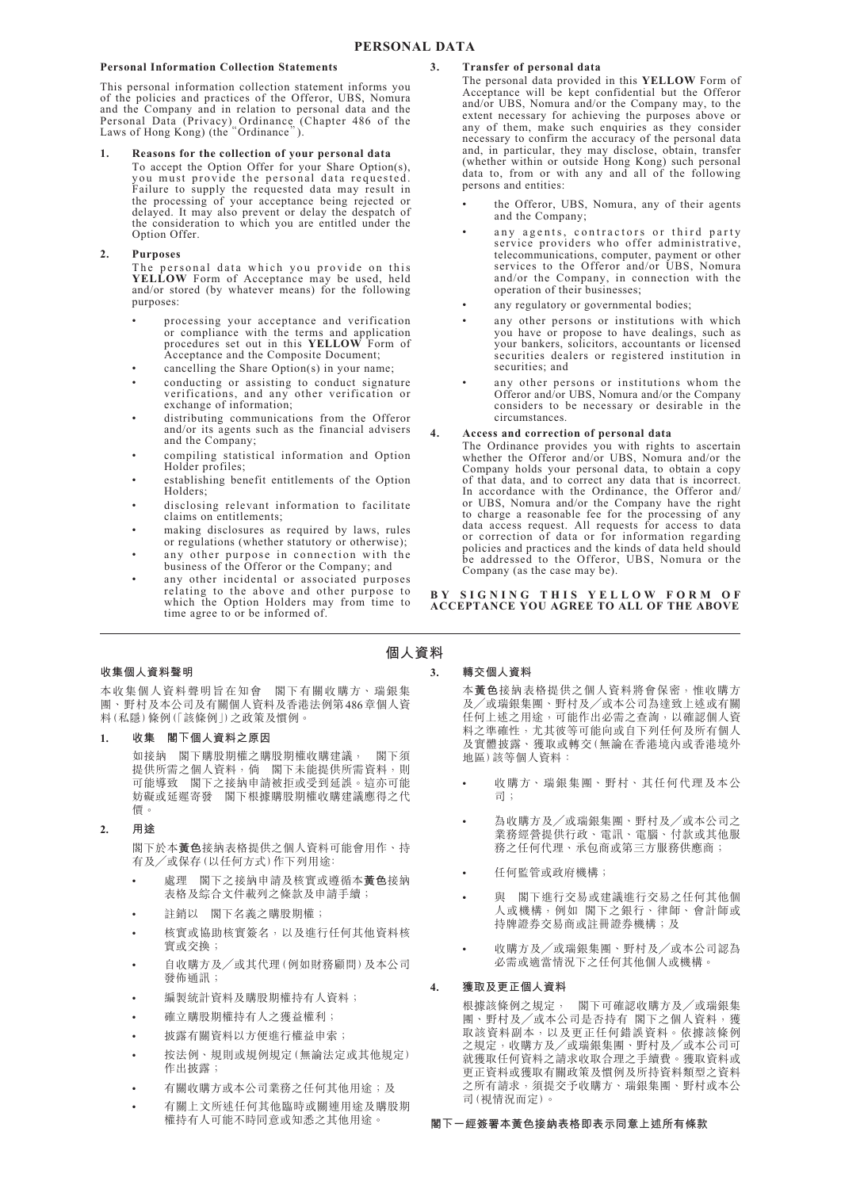# PERSONAL DATA

### Personal Information Collection Statements

This personal information collection statement informs you of the policies and practices of the Offeror, UBS, Nomura and the Company and in relation to personal data and the Personal Data (Privacy) Ordinance (Chapter 486 of the Laws of Hong Kong) (the "Ordinance").

**1. Reasons for the collection of your personal data**

To accept the Option Offer for your Share Option(s), you must provide the personal data requested. Failure to supply the requested data may result in the processing of your acceptance being rejected or delayed. It may also prevent or delay the despatch of the consideration to which you are entitled under the Option Offer.

**2. Purposes**

The personal data which you provide on this **YELLOW** Form of Acceptance may be used, held and/or stored (by whatever means) for the following purposes:

- processing your acceptance and verification or compliance with the terms and application procedures set out in this **YELLOW** Form of Acceptance and the Composite Document;
- cancelling the Share Option(s) in your name;
- conducting or assisting to conduct signature verifications, and any other verification or exchange of information;
- distributing communications from the Offeror and/or its agents such as the financial advisers and the Company;
- compiling statistical information and Option Holder profiles;
- establishing benefit entitlements of the Option Holders;
- disclosing relevant information to facilitate claims on entitlements;
- making disclosures as required by laws, rules or regulations (whether statutory or otherwise);
- any other purpose in connection with the business of the Offeror or the Company; and
- any other incidental or associated purposes relating to the above and other purpose to which the Option Holders may from time to time agree to or be informed of.

**3. Transfer of personal data**

The personal data provided in this **YELLOW** Form of Acceptance will be kept confidential but the Offeror and/or UBS, Nomura and/or the Company may, to the extent necessary for achieving the purposes above or any of them, make such enquiries as they consider necessary to confirm the accuracy of the personal data and, in particular, they may disclose, obtain, transfer (whether within or outside Hong Kong) such personal data to, from or with any and all of the following persons and entities:

- the Offeror, UBS, Nomura, any of their agents and the Company;
- any agents, contractors or third party service providers who offer administrative, telecommunications, computer, payment or other services to the Offeror and/or UBS, Nomura and/or the Company, in connection with the operation of their businesses;
- any regulatory or governmental bodies;
- any other persons or institutions with which you have or propose to have dealings, such as your bankers, solicitors, accountants or licensed securities dealers or registered institution in securities; and
- any other persons or institutions whom the Offeror and/or UBS, Nomura and/or the Company considers to be necessary or desirable in the circumstances.

**4. Access and correction of personal data**

The Ordinance provides you with rights to ascertain whether the Offeror and/or UBS, Nomura and/or the Company holds your personal data, to obtain a copy of that data, and to correct any data that is incorrect. In accordance with the Ordinance, the Offeror and/or UBS, Nomura and/or the Company have the right to charge a reasonable fee for the processing of any data access request. All requests for access to data or correction of data or for information regarding policies and practices and the kinds of data held should be addressed to the Offeror, UBS, Nomura or the Company (as the case may be).

**BY SIGNING THIS YELLOW FORM OF ACCEPTANCE YOU AGREE TO ALL OF THE ABOVE**

---

# 個人資料

### 收集個人資料聲明

本收集個人資料聲明旨在知會　閣下有關收購方、瑞銀集團、野村及本公司及有關個人資料及香港法例第486章個人資料(私隱)條例(「該條例」)之政策及慣例。

**1. 收集　閣下個人資料之原因**

如接納　閣下購股期權之購股期權收購建議，　閣下須提供所需之個人資料，倘　閣下未能提供所需資料，則可能導致　閣下之接納申請被拒或受到延誤。這亦可能妨礙或延遲寄發　閣下根據購股期權收購建議應得之代價。

**2. 用途**

閣下於本**黃色**接納表格提供之個人資料可能會用作、持有及／或保存(以任何方式)作下列用途：

- 處理　閣下之接納申請及核實或遵循本**黃色**接納表格及綜合文件載列之條款及申請手續；
- 註銷以　閣下名義之購股期權；
- 核實或協助核實簽名，以及進行任何其他資料核實或交換；
- 自收購方及／或其代理(例如財務顧問)及本公司發佈通訊；
- 編製統計資料及購股期權持有人資料；
- 確立購股期權持有人之獲益權利；
- 披露有關資料以方便進行權益申索；
- 按法例、規則或規例規定(無論法定或其他規定)作出披露；
- 有關收購方或本公司業務之任何其他用途；及
- 有關上文所述任何其他臨時或關連用途及購股期權持有人可能不時同意或知悉之其他用途。

**3. 轉交個人資料**

本**黃色**接納表格提供之個人資料將會保密，惟收購方及／或瑞銀集團、野村及／或本公司為達致上述或有關任何上述之用途，可能作出必需之查詢，以確認個人資料之準確性，尤其彼等可能向或自下列任何及所有個人及實體披露、獲取或轉交(無論在香港境內或香港境外地區)該等個人資料：

- 收購方、瑞銀集團、野村、其任何代理及本公司；
- 為收購方及／或瑞銀集團、野村及／或本公司之業務經營提供行政、電訊、電腦、付款或其他服務之任何代理、承包商或第三方服務供應商；
- 任何監管或政府機構；
- 與　閣下進行交易或建議進行交易之任何其他個人或機構，例如　閣下之銀行、律師、會計師或持牌證券交易商或註冊證券機構；及
- 收購方及／或瑞銀集團、野村及／或本公司認為必需或適當情況下之任何其他個人或機構。

**4. 獲取及更正個人資料**

根據該條例之規定，　閣下可確認收購方及／或瑞銀集團、野村及／或本公司是否持有　閣下之個人資料，獲取該資料副本，以及更正任何錯誤資料。依據該條例之規定，收購方及／或瑞銀集團、野村及／或本公司可就獲取任何資料之請求收取合理之手續費。獲取資料或更正資料或獲取有關政策及慣例及所持資料類型之資料之所有請求，須提交予收購方、瑞銀集團、野村或本公司(視情況而定)。

**閣下一經簽署本黃色接納表格即表示同意上述所有條款**